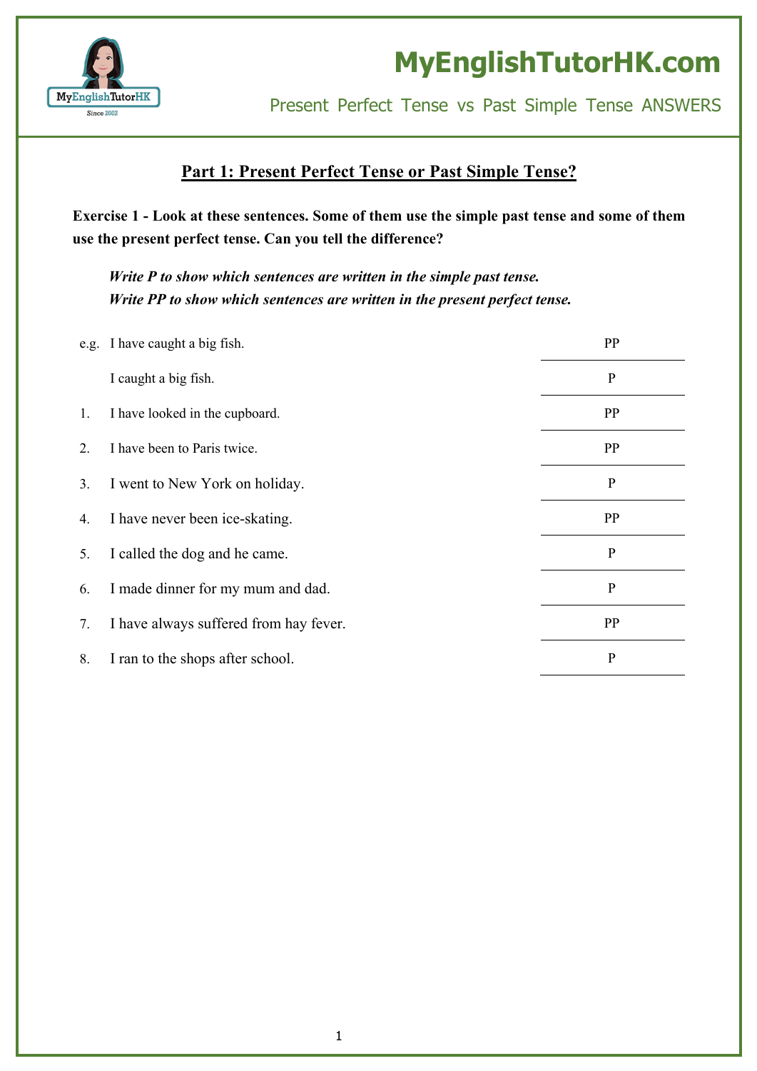# MyEnglishTutorHK.com

Present Perfect Tense vs Past Simple Tense ANSWERS

## Part 1: Present Perfect Tense or Past Simple Tense?

**Exercise 1 - Look at these sentences. Some of them use the simple past tense and some of them use the present perfect tense. Can you tell the difference?**

***Write P to show which sentences are written in the simple past tense.***
***Write PP to show which sentences are written in the present perfect tense.***

| | Sentence | Answer |
|---|---|---|
| e.g. | I have caught a big fish. | PP |
| | I caught a big fish. | P |
| 1. | I have looked in the cupboard. | PP |
| 2. | I have been to Paris twice. | PP |
| 3. | I went to New York on holiday. | P |
| 4. | I have never been ice-skating. | PP |
| 5. | I called the dog and he came. | P |
| 6. | I made dinner for my mum and dad. | P |
| 7. | I have always suffered from hay fever. | PP |
| 8. | I ran to the shops after school. | P |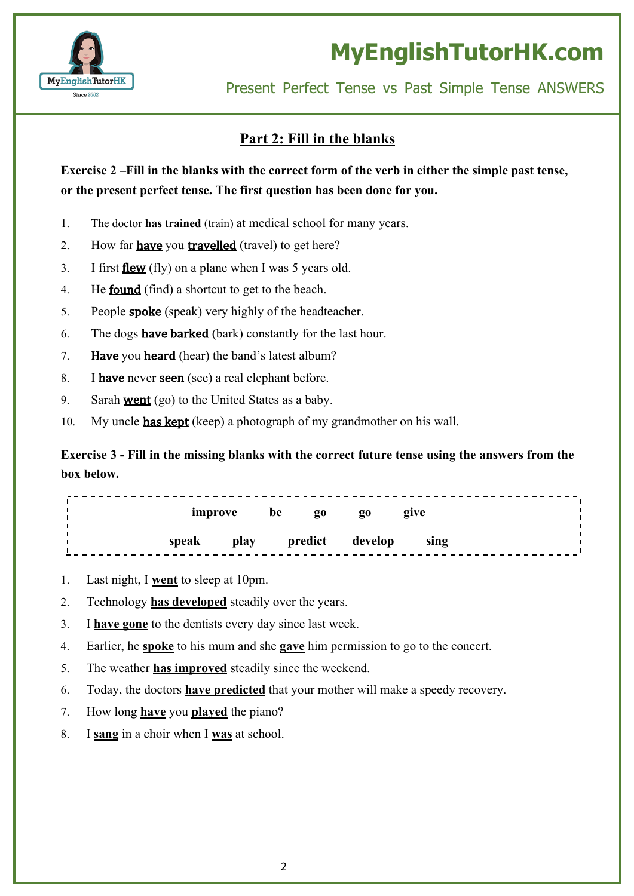## Part 2: Fill in the blanks

**Exercise 2 –Fill in the blanks with the correct form of the verb in either the simple past tense, or the present perfect tense. The first question has been done for you.**

1. The doctor **has trained** (train) at medical school for many years.
2. How far **have** you **travelled** (travel) to get here?
3. I first **flew** (fly) on a plane when I was 5 years old.
4. He **found** (find) a shortcut to get to the beach.
5. People **spoke** (speak) very highly of the headteacher.
6. The dogs **have barked** (bark) constantly for the last hour.
7. **Have** you **heard** (hear) the band's latest album?
8. I **have** never **seen** (see) a real elephant before.
9. Sarah **went** (go) to the United States as a baby.
10. My uncle **has kept** (keep) a photograph of my grandmother on his wall.

**Exercise 3 - Fill in the missing blanks with the correct future tense using the answers from the box below.**

| | | | | |
|---|---|---|---|---|
| **improve** | **be** | **go** | **go** | **give** |
| **speak** | **play** | **predict** | **develop** | **sing** |

1. Last night, I **went** to sleep at 10pm.
2. Technology **has developed** steadily over the years.
3. I **have gone** to the dentists every day since last week.
4. Earlier, he **spoke** to his mum and she **gave** him permission to go to the concert.
5. The weather **has improved** steadily since the weekend.
6. Today, the doctors **have predicted** that your mother will make a speedy recovery.
7. How long **have** you **played** the piano?
8. I **sang** in a choir when I **was** at school.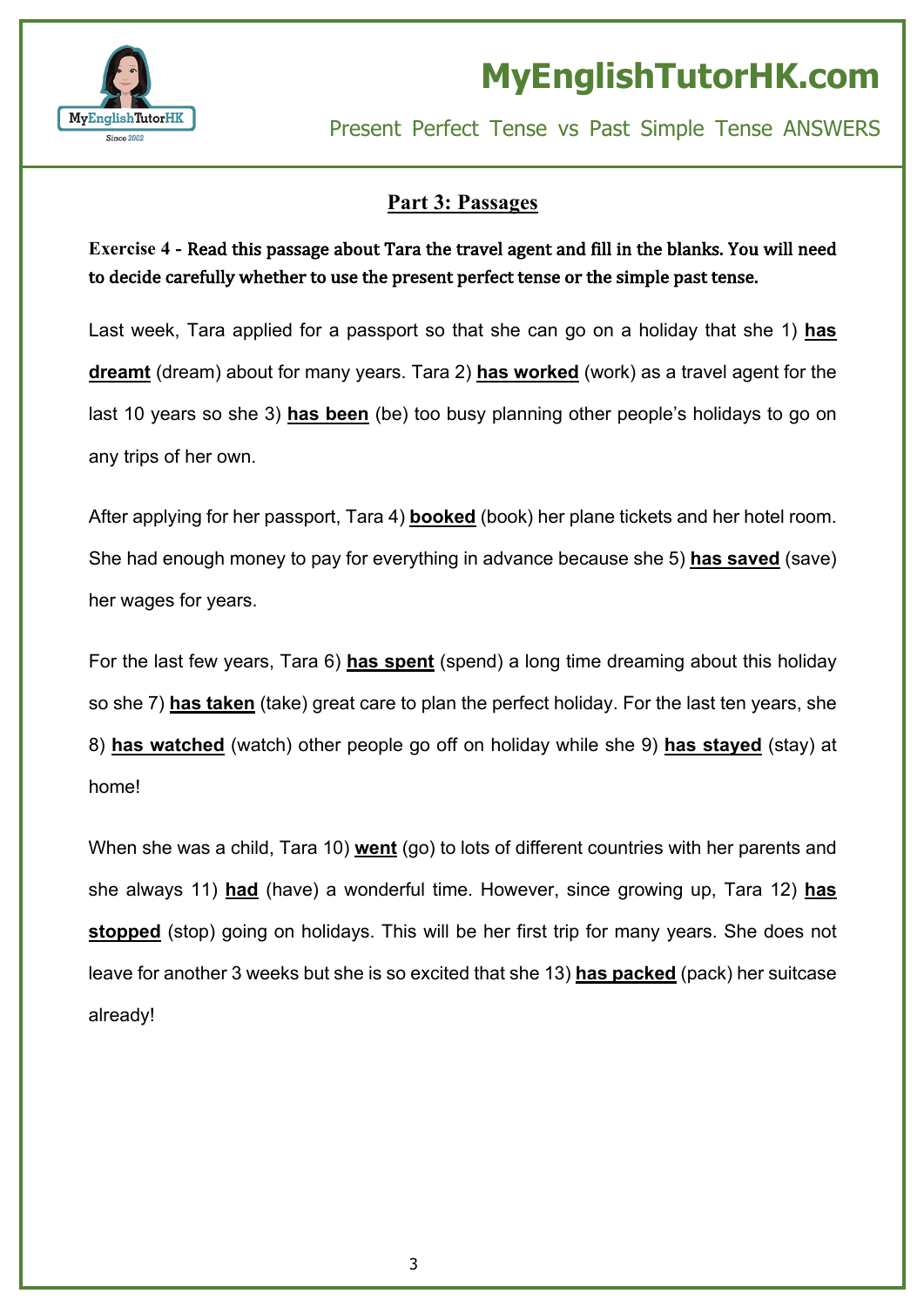## Part 3: Passages

**Exercise 4 - Read this passage about Tara the travel agent and fill in the blanks. You will need to decide carefully whether to use the present perfect tense or the simple past tense.**

Last week, Tara applied for a passport so that she can go on a holiday that she 1) **has dreamt** (dream) about for many years. Tara 2) **has worked** (work) as a travel agent for the last 10 years so she 3) **has been** (be) too busy planning other people's holidays to go on any trips of her own.

After applying for her passport, Tara 4) **booked** (book) her plane tickets and her hotel room. She had enough money to pay for everything in advance because she 5) **has saved** (save) her wages for years.

For the last few years, Tara 6) **has spent** (spend) a long time dreaming about this holiday so she 7) **has taken** (take) great care to plan the perfect holiday. For the last ten years, she 8) **has watched** (watch) other people go off on holiday while she 9) **has stayed** (stay) at home!

When she was a child, Tara 10) **went** (go) to lots of different countries with her parents and she always 11) **had** (have) a wonderful time. However, since growing up, Tara 12) **has stopped** (stop) going on holidays. This will be her first trip for many years. She does not leave for another 3 weeks but she is so excited that she 13) **has packed** (pack) her suitcase already!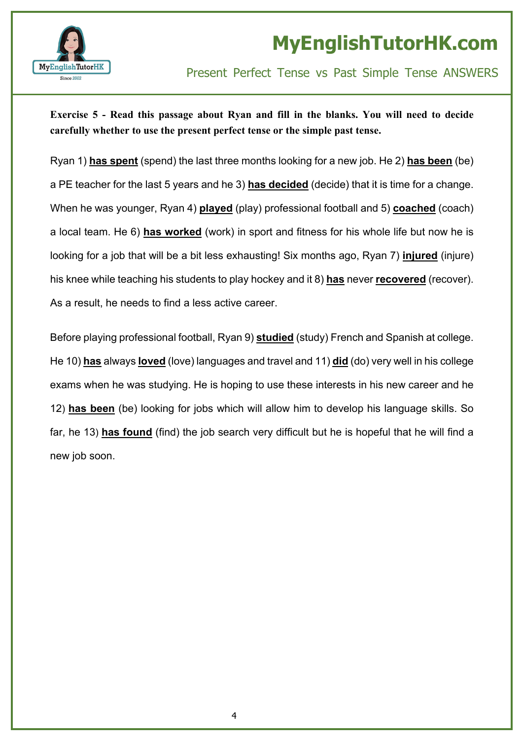**Exercise 5 - Read this passage about Ryan and fill in the blanks. You will need to decide carefully whether to use the present perfect tense or the simple past tense.**

Ryan 1) **has spent** (spend) the last three months looking for a new job. He 2) **has been** (be) a PE teacher for the last 5 years and he 3) **has decided** (decide) that it is time for a change. When he was younger, Ryan 4) **played** (play) professional football and 5) **coached** (coach) a local team. He 6) **has worked** (work) in sport and fitness for his whole life but now he is looking for a job that will be a bit less exhausting! Six months ago, Ryan 7) **injured** (injure) his knee while teaching his students to play hockey and it 8) **has** never **recovered** (recover). As a result, he needs to find a less active career.

Before playing professional football, Ryan 9) **studied** (study) French and Spanish at college. He 10) **has** always **loved** (love) languages and travel and 11) **did** (do) very well in his college exams when he was studying. He is hoping to use these interests in his new career and he 12) **has been** (be) looking for jobs which will allow him to develop his language skills. So far, he 13) **has found** (find) the job search very difficult but he is hopeful that he will find a new job soon.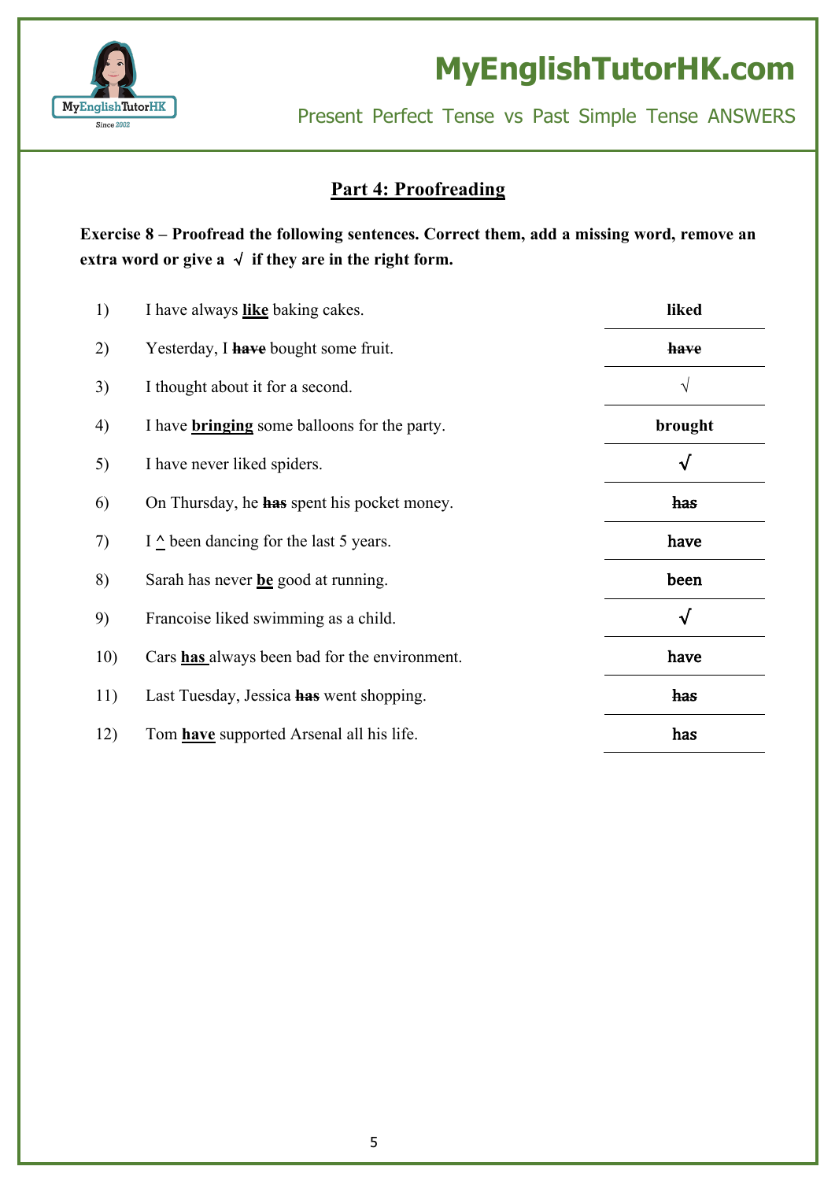# MyEnglishTutorHK.com

Present Perfect Tense vs Past Simple Tense ANSWERS

## Part 4: Proofreading

**Exercise 8 – Proofread the following sentences. Correct them, add a missing word, remove an extra word or give a √ if they are in the right form.**

| | | |
|---|---|---|
| 1) | I have always **like** baking cakes. | **liked** |
| 2) | Yesterday, I ~~**have**~~ bought some fruit. | ~~**have**~~ |
| 3) | I thought about it for a second. | √ |
| 4) | I have **bringing** some balloons for the party. | **brought** |
| 5) | I have never liked spiders. | √ |
| 6) | On Thursday, he ~~**has**~~ spent his pocket money. | ~~**has**~~ |
| 7) | I ^ been dancing for the last 5 years. | **have** |
| 8) | Sarah has never **be** good at running. | **been** |
| 9) | Francoise liked swimming as a child. | √ |
| 10) | Cars **has** always been bad for the environment. | **have** |
| 11) | Last Tuesday, Jessica ~~**has**~~ went shopping. | ~~**has**~~ |
| 12) | Tom **have** supported Arsenal all his life. | **has** |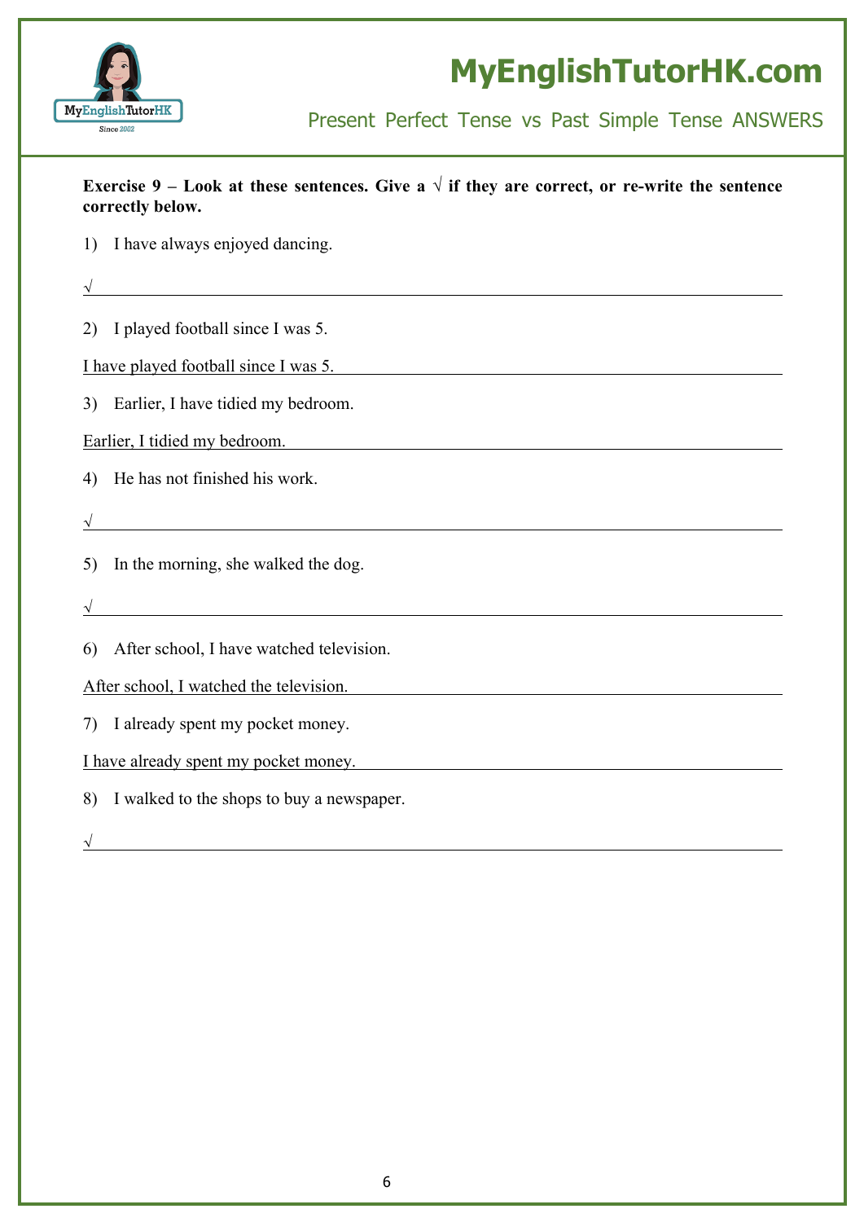**Exercise 9 – Look at these sentences. Give a √ if they are correct, or re-write the sentence correctly below.**

1) I have always enjoyed dancing.

√

2) I played football since I was 5.

I have played football since I was 5.

3) Earlier, I have tidied my bedroom.

Earlier, I tidied my bedroom.

4) He has not finished his work.

√

5) In the morning, she walked the dog.

√

6) After school, I have watched television.

After school, I watched the television.

7) I already spent my pocket money.

I have already spent my pocket money.

8) I walked to the shops to buy a newspaper.

√